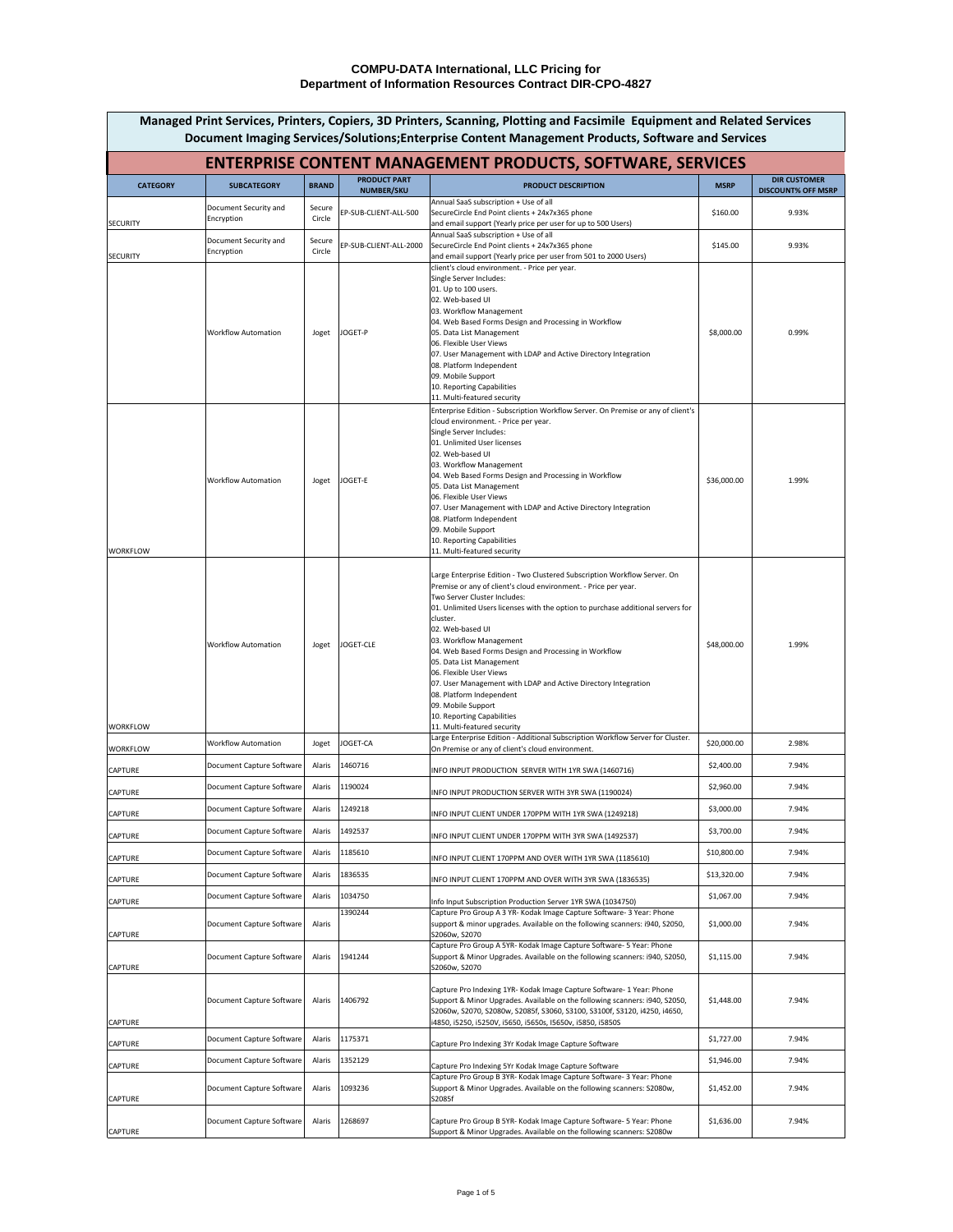**COMPU-DATA International, LLC Pricing for**
**Department of Information Resources Contract DIR-CPO-4827**

## Managed Print Services, Printers, Copiers, 3D Printers, Scanning, Plotting and Facsimile Equipment and Related Services Document Imaging Services/Solutions;Enterprise Content Management Products, Software and Services

## ENTERPRISE CONTENT MANAGEMENT PRODUCTS, SOFTWARE, SERVICES

| CATEGORY | SUBCATEGORY | BRAND | PRODUCT PART NUMBER/SKU | PRODUCT DESCRIPTION | MSRP | DIR CUSTOMER DISCOUNT% OFF MSRP |
|---|---|---|---|---|---|---|
| SECURITY | Document Security and Encryption | Secure Circle | EP-SUB-CLIENT-ALL-500 | Annual SaaS subscription + Use of all SecureCircle End Point clients + 24x7x365 phone and email support (Yearly price per user for up to 500 Users) | $160.00 | 9.93% |
| SECURITY | Document Security and Encryption | Secure Circle | EP-SUB-CLIENT-ALL-2000 | Annual SaaS subscription + Use of all SecureCircle End Point clients + 24x7x365 phone and email support (Yearly price per user from 501 to 2000 Users) | $145.00 | 9.93% |
| | Workflow Automation | Joget | JOGET-P | client's cloud environment. - Price per year. Single Server Includes: 01. Up to 100 users. 02. Web-based UI 03. Workflow Management 04. Web Based Forms Design and Processing in Workflow 05. Data List Management 06. Flexible User Views 07. User Management with LDAP and Active Directory Integration 08. Platform Independent 09. Mobile Support 10. Reporting Capabilities 11. Multi-featured security | $8,000.00 | 0.99% |
| WORKFLOW | Workflow Automation | Joget | JOGET-E | Enterprise Edition - Subscription Workflow Server. On Premise or any of client's cloud environment. - Price per year. Single Server Includes: 01. Unlimited User licenses 02. Web-based UI 03. Workflow Management 04. Web Based Forms Design and Processing in Workflow 05. Data List Management 06. Flexible User Views 07. User Management with LDAP and Active Directory Integration 08. Platform Independent 09. Mobile Support 10. Reporting Capabilities 11. Multi-featured security | $36,000.00 | 1.99% |
| WORKFLOW | Workflow Automation | Joget | JOGET-CLE | Large Enterprise Edition - Two Clustered Subscription Workflow Server. On Premise or any of client's cloud environment. - Price per year. Two Server Cluster Includes: 01. Unlimited Users licenses with the option to purchase additional servers for cluster. 02. Web-based UI 03. Workflow Management 04. Web Based Forms Design and Processing in Workflow 05. Data List Management 06. Flexible User Views 07. User Management with LDAP and Active Directory Integration 08. Platform Independent 09. Mobile Support 10. Reporting Capabilities 11. Multi-featured security | $48,000.00 | 1.99% |
| WORKFLOW | Workflow Automation | Joget | JOGET-CA | Large Enterprise Edition - Additional Subscription Workflow Server for Cluster. On Premise or any of client's cloud environment. | $20,000.00 | 2.98% |
| CAPTURE | Document Capture Software | Alaris | 1460716 | INFO INPUT PRODUCTION SERVER WITH 1YR SWA (1460716) | $2,400.00 | 7.94% |
| CAPTURE | Document Capture Software | Alaris | 1190024 | INFO INPUT PRODUCTION SERVER WITH 3YR SWA (1190024) | $2,960.00 | 7.94% |
| CAPTURE | Document Capture Software | Alaris | 1249218 | INFO INPUT CLIENT UNDER 170PPM WITH 1YR SWA (1249218) | $3,000.00 | 7.94% |
| CAPTURE | Document Capture Software | Alaris | 1492537 | INFO INPUT CLIENT UNDER 170PPM WITH 3YR SWA (1492537) | $3,700.00 | 7.94% |
| CAPTURE | Document Capture Software | Alaris | 1185610 | INFO INPUT CLIENT 170PPM AND OVER WITH 1YR SWA (1185610) | $10,800.00 | 7.94% |
| CAPTURE | Document Capture Software | Alaris | 1836535 | INFO INPUT CLIENT 170PPM AND OVER WITH 3YR SWA (1836535) | $13,320.00 | 7.94% |
| CAPTURE | Document Capture Software | Alaris | 1034750 | Info Input Subscription Production Server 1YR SWA (1034750) | $1,067.00 | 7.94% |
| CAPTURE | Document Capture Software | Alaris | 1390244 | Capture Pro Group A 3 YR- Kodak Image Capture Software- 3 Year: Phone support & minor upgrades. Available on the following scanners: i940, S2050, S2060w, S2070 | $1,000.00 | 7.94% |
| CAPTURE | Document Capture Software | Alaris | 1941244 | Capture Pro Group A 5YR- Kodak Image Capture Software- 5 Year: Phone Support & Minor Upgrades. Available on the following scanners: i940, S2050, S2060w, S2070 | $1,115.00 | 7.94% |
| CAPTURE | Document Capture Software | Alaris | 1406792 | Capture Pro Indexing 1YR- Kodak Image Capture Software- 1 Year: Phone Support & Minor Upgrades. Available on the following scanners: i940, S2050, S2060w, S2070, S2080w, S2085f, S3060, S3100, S3100f, S3120, i4250, i4650, i4850, i5250, i5250V, i5650, i5650s, i5650v, i5850, i5850S | $1,448.00 | 7.94% |
| CAPTURE | Document Capture Software | Alaris | 1175371 | Capture Pro Indexing 3Yr Kodak Image Capture Software | $1,727.00 | 7.94% |
| CAPTURE | Document Capture Software | Alaris | 1352129 | Capture Pro Indexing 5Yr Kodak Image Capture Software | $1,946.00 | 7.94% |
| CAPTURE | Document Capture Software | Alaris | 1093236 | Capture Pro Group B 3YR- Kodak Image Capture Software- 3 Year: Phone Support & Minor Upgrades. Available on the following scanners: S2080w, S2085f | $1,452.00 | 7.94% |
| CAPTURE | Document Capture Software | Alaris | 1268697 | Capture Pro Group B 5YR- Kodak Image Capture Software- 5 Year: Phone Support & Minor Upgrades. Available on the following scanners: S2080w | $1,636.00 | 7.94% |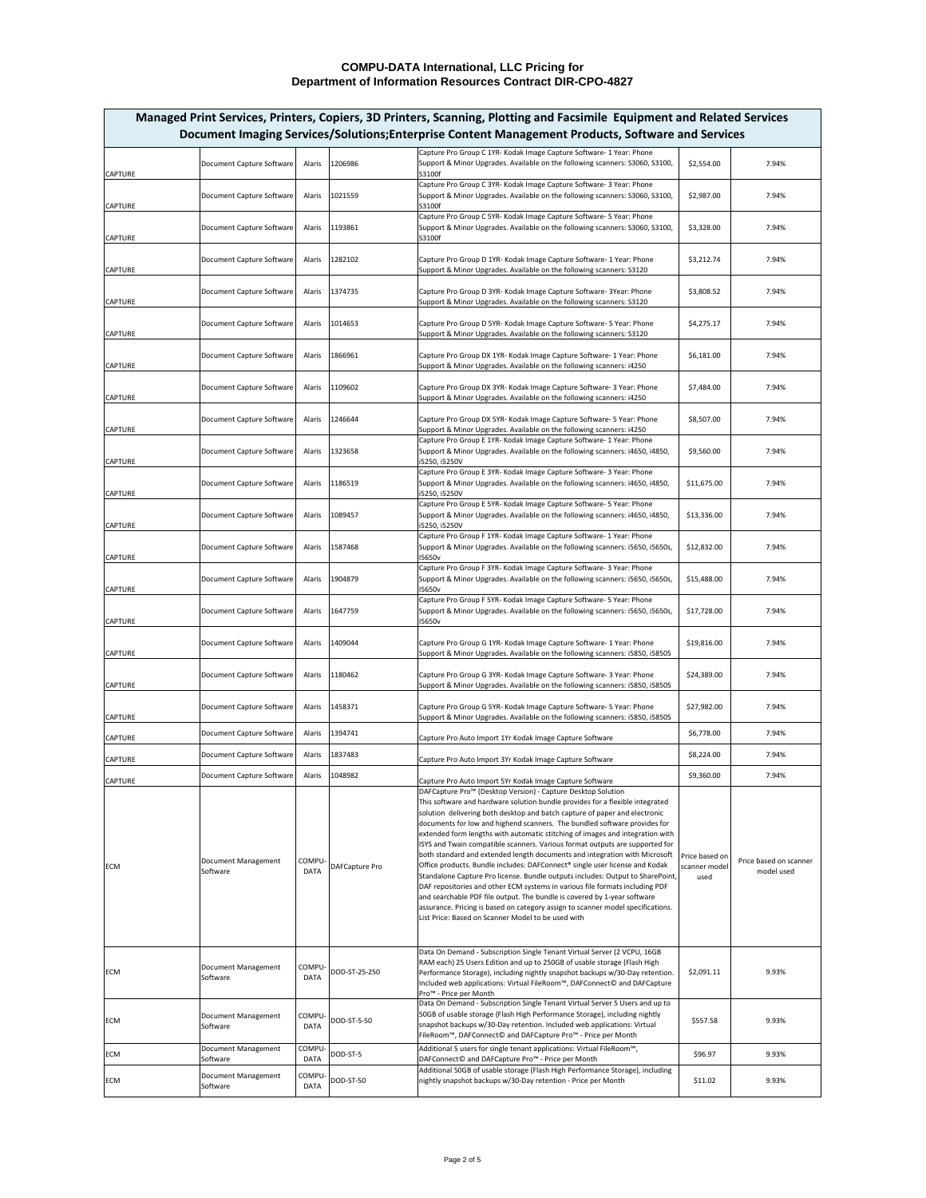# COMPU-DATA International, LLC Pricing for Department of Information Resources Contract DIR-CPO-4827

| Managed Print Services, Printers, Copiers, 3D Printers, Scanning, Plotting and Facsimile Equipment and Related Services Document Imaging Services/Solutions;Enterprise Content Management Products, Software and Services | | | | | | |
|---|---|---|---|---|---|---|
| CAPTURE | Document Capture Software | Alaris | 1206986 | Capture Pro Group C 1YR- Kodak Image Capture Software- 1 Year: Phone Support & Minor Upgrades. Available on the following scanners: S3060, S3100, S3100f | $2,554.00 | 7.94% |
| CAPTURE | Document Capture Software | Alaris | 1021559 | Capture Pro Group C 3YR- Kodak Image Capture Software- 3 Year: Phone Support & Minor Upgrades. Available on the following scanners: S3060, S3100, S3100f | $2,987.00 | 7.94% |
| CAPTURE | Document Capture Software | Alaris | 1193861 | Capture Pro Group C 5YR- Kodak Image Capture Software- 5 Year: Phone Support & Minor Upgrades. Available on the following scanners: S3060, S3100, S3100f | $3,328.00 | 7.94% |
| CAPTURE | Document Capture Software | Alaris | 1282102 | Capture Pro Group D 1YR- Kodak Image Capture Software- 1 Year: Phone Support & Minor Upgrades. Available on the following scanners: S3120 | $3,212.74 | 7.94% |
| CAPTURE | Document Capture Software | Alaris | 1374735 | Capture Pro Group D 3YR- Kodak Image Capture Software- 3Year: Phone Support & Minor Upgrades. Available on the following scanners: S3120 | $3,808.52 | 7.94% |
| CAPTURE | Document Capture Software | Alaris | 1014653 | Capture Pro Group D 5YR- Kodak Image Capture Software- 5 Year: Phone Support & Minor Upgrades. Available on the following scanners: S3120 | $4,275.17 | 7.94% |
| CAPTURE | Document Capture Software | Alaris | 1866961 | Capture Pro Group DX 1YR- Kodak Image Capture Software- 1 Year: Phone Support & Minor Upgrades. Available on the following scanners: i4250 | $6,181.00 | 7.94% |
| CAPTURE | Document Capture Software | Alaris | 1109602 | Capture Pro Group DX 3YR- Kodak Image Capture Software- 3 Year: Phone Support & Minor Upgrades. Available on the following scanners: i4250 | $7,484.00 | 7.94% |
| CAPTURE | Document Capture Software | Alaris | 1246644 | Capture Pro Group DX 5YR- Kodak Image Capture Software- 5 Year: Phone Support & Minor Upgrades. Available on the following scanners: i4250 | $8,507.00 | 7.94% |
| CAPTURE | Document Capture Software | Alaris | 1323658 | Capture Pro Group E 1YR- Kodak Image Capture Software- 1 Year: Phone Support & Minor Upgrades. Available on the following scanners: i4650, i4850, i5250, i5250V | $9,560.00 | 7.94% |
| CAPTURE | Document Capture Software | Alaris | 1186519 | Capture Pro Group E 3YR- Kodak Image Capture Software- 3 Year: Phone Support & Minor Upgrades. Available on the following scanners: i4650, i4850, i5250, i5250V | $11,675.00 | 7.94% |
| CAPTURE | Document Capture Software | Alaris | 1089457 | Capture Pro Group E 5YR- Kodak Image Capture Software- 5 Year: Phone Support & Minor Upgrades. Available on the following scanners: i4650, i4850, i5250, i5250V | $13,336.00 | 7.94% |
| CAPTURE | Document Capture Software | Alaris | 1587468 | Capture Pro Group F 1YR- Kodak Image Capture Software- 1 Year: Phone Support & Minor Upgrades. Available on the following scanners: i5650, i5650s, I5650v | $12,832.00 | 7.94% |
| CAPTURE | Document Capture Software | Alaris | 1904879 | Capture Pro Group F 3YR- Kodak Image Capture Software- 3 Year: Phone Support & Minor Upgrades. Available on the following scanners: i5650, i5650s, I5650v | $15,488.00 | 7.94% |
| CAPTURE | Document Capture Software | Alaris | 1647759 | Capture Pro Group F 5YR- Kodak Image Capture Software- 5 Year: Phone Support & Minor Upgrades. Available on the following scanners: i5650, i5650s, I5650v | $17,728.00 | 7.94% |
| CAPTURE | Document Capture Software | Alaris | 1409044 | Capture Pro Group G 1YR- Kodak Image Capture Software- 1 Year: Phone Support & Minor Upgrades. Available on the following scanners: i5850, i5850S | $19,816.00 | 7.94% |
| CAPTURE | Document Capture Software | Alaris | 1180462 | Capture Pro Group G 3YR- Kodak Image Capture Software- 3 Year: Phone Support & Minor Upgrades. Available on the following scanners: i5850, i5850S | $24,389.00 | 7.94% |
| CAPTURE | Document Capture Software | Alaris | 1458371 | Capture Pro Group G 5YR- Kodak Image Capture Software- 5 Year: Phone Support & Minor Upgrades. Available on the following scanners: i5850, i5850S | $27,982.00 | 7.94% |
| CAPTURE | Document Capture Software | Alaris | 1394741 | Capture Pro Auto Import 1Yr Kodak Image Capture Software | $6,778.00 | 7.94% |
| CAPTURE | Document Capture Software | Alaris | 1837483 | Capture Pro Auto Import 3Yr Kodak Image Capture Software | $8,224.00 | 7.94% |
| CAPTURE | Document Capture Software | Alaris | 1048982 | Capture Pro Auto Import 5Yr Kodak Image Capture Software | $9,360.00 | 7.94% |
| ECM | Document Management Software | COMPU-DATA | DAFCapture Pro | DAFCapture Pro™ (Desktop Version) - Capture Desktop Solution This software and hardware solution bundle provides for a flexible integrated solution delivering both desktop and batch capture of paper and electronic documents for low and highend scanners. The bundled software provides for extended form lengths with automatic stitching of images and integration with ISYS and Twain compatible scanners. Various format outputs are supported for both standard and extended length documents and integration with Microsoft Office products. Bundle includes: DAFConnect® single user license and Kodak Standalone Capture Pro license. Bundle outputs includes: Output to SharePoint, DAF repositories and other ECM systems in various file formats including PDF and searchable PDF file output. The bundle is covered by 1-year software assurance. Pricing is based on category assign to scanner model specifications. List Price: Based on Scanner Model to be used with | Price based on scanner model used | Price based on scanner model used |
| ECM | Document Management Software | COMPU-DATA | DOD-ST-25-250 | Data On Demand - Subscription Single Tenant Virtual Server (2 VCPU, 16GB RAM each) 25 Users Edition and up to 250GB of usable storage (Flash High Performance Storage), including nightly snapshot backups w/30-Day retention. Included web applications: Virtual FileRoom™, DAFConnect© and DAFCapture Pro™ - Price per Month | $2,091.11 | 9.93% |
| ECM | Document Management Software | COMPU-DATA | DOD-ST-5-50 | Data On Demand - Subscription Single Tenant Virtual Server 5 Users and up to 50GB of usable storage (Flash High Performance Storage), including nightly snapshot backups w/30-Day retention. Included web applications: Virtual FileRoom™, DAFConnect© and DAFCapture Pro™ - Price per Month | $557.58 | 9.93% |
| ECM | Document Management Software | COMPU-DATA | DOD-ST-5 | Additional 5 users for single tenant applications: Virtual FileRoom™, DAFConnect© and DAFCapture Pro™ - Price per Month | $96.97 | 9.93% |
| ECM | Document Management Software | COMPU-DATA | DOD-ST-50 | Additional 50GB of usable storage (Flash High Performance Storage), including nightly snapshot backups w/30-Day retention - Price per Month | $11.02 | 9.93% |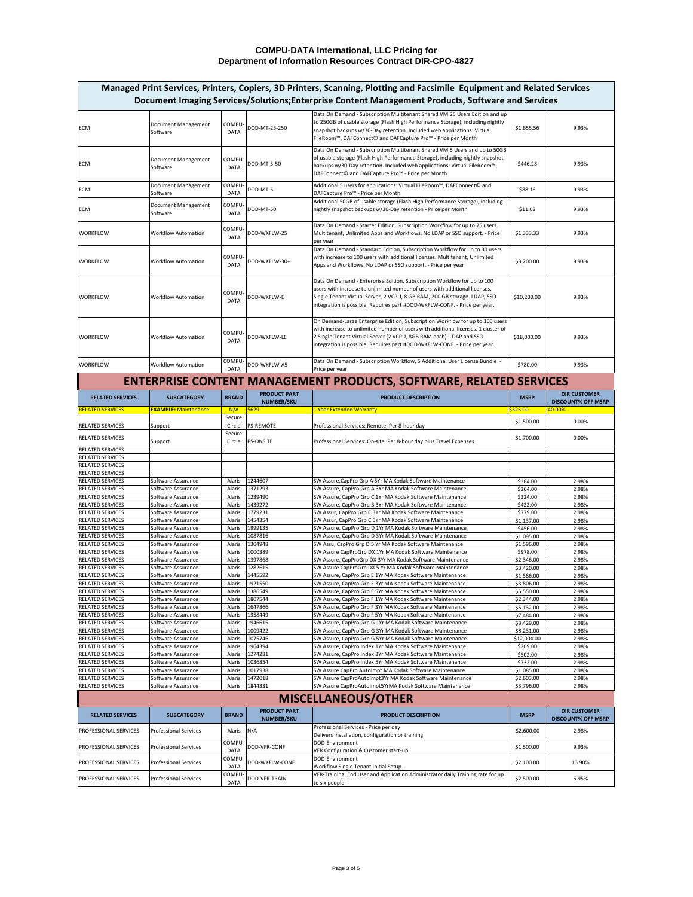# COMPU-DATA International, LLC Pricing for Department of Information Resources Contract DIR-CPO-4827

## Managed Print Services, Printers, Copiers, 3D Printers, Scanning, Plotting and Facsimile Equipment and Related Services Document Imaging Services/Solutions;Enterprise Content Management Products, Software and Services

| | | | | | | |
|---|---|---|---|---|---|---|
| ECM | Document Management Software | COMPU-DATA | DOD-MT-25-250 | Data On Demand - Subscription Multitenant Shared VM 25 Users Edition and up to 250GB of usable storage (Flash High Performance Storage), including nightly snapshot backups w/30-Day retention. Included web applications: Virtual FileRoom™, DAFConnect© and DAFCapture Pro™ - Price per Month | $1,655.56 | 9.93% |
| ECM | Document Management Software | COMPU-DATA | DOD-MT-5-50 | Data On Demand - Subscription Multitenant Shared VM 5 Users and up to 50GB of usable storage (Flash High Performance Storage), including nightly snapshot backups w/30-Day retention. Included web applications: Virtual FileRoom™, DAFConnect© and DAFCapture Pro™ - Price per Month | $446.28 | 9.93% |
| ECM | Document Management Software | COMPU-DATA | DOD-MT-5 | Additional 5 users for applications: Virtual FileRoom™, DAFConnect© and DAFCapture Pro™ - Price per Month | $88.16 | 9.93% |
| ECM | Document Management Software | COMPU-DATA | DOD-MT-50 | Additional 50GB of usable storage (Flash High Performance Storage), including nightly snapshot backups w/30-Day retention - Price per Month | $11.02 | 9.93% |
| WORKFLOW | Workflow Automation | COMPU-DATA | DOD-WKFLW-25 | Data On Demand - Starter Edition, Subscription Workflow for up to 25 users. Multitenant, Unlimited Apps and Workflows. No LDAP or SSO support. - Price per year | $1,333.33 | 9.93% |
| WORKFLOW | Workflow Automation | COMPU-DATA | DOD-WKFLW-30+ | Data On Demand - Standard Edition, Subscription Workflow for up to 30 users with increase to 100 users with additional licenses. Multitenant, Unlimited Apps and Workflows. No LDAP or SSO support. - Price per year | $3,200.00 | 9.93% |
| WORKFLOW | Workflow Automation | COMPU-DATA | DOD-WKFLW-E | Data On Demand - Enterprise Edition, Subscription Workflow for up to 100 users with increase to unlimited number of users with additional licenses. Single Tenant Virtual Server, 2 VCPU, 8 GB RAM, 200 GB storage. LDAP, SSO integration is possible. Requires part #DOD-WKFLW-CONF. - Price per year. | $10,200.00 | 9.93% |
| WORKFLOW | Workflow Automation | COMPU-DATA | DOD-WKFLW-LE | On Demand-Large Enterprise Edition, Subscription Workflow for up to 100 users with increase to unlimited number of users with additional licenses. 1 cluster of 2 Single Tenant Virtual Server (2 VCPU, 8GB RAM each). LDAP and SSO integration is possible. Requires part #DOD-WKFLW-CONF. - Price per year. | $18,000.00 | 9.93% |
| WORKFLOW | Workflow Automation | COMPU-DATA | DOD-WKFLW-A5 | Data On Demand - Subscription Workflow, 5 Additional User License Bundle - Price per year | $780.00 | 9.93% |

## ENTERPRISE CONTENT MANAGEMENT PRODUCTS, SOFTWARE, RELATED SERVICES

| RELATED SERVICES | SUBCATEGORY | BRAND | PRODUCT PART NUMBER/SKU | PRODUCT DESCRIPTION | MSRP | DIR CUSTOMER DISCOUNT% OFF MSRP |
|---|---|---|---|---|---|---|
| RELATED SERVICES | EXAMPLE: Maintenance | N/A | 5629 | 1 Year Extended Warranty | $325.00 | 40.00% |
| RELATED SERVICES | Support | Secure Circle | PS-REMOTE | Professional Services: Remote, Per 8-hour day | $1,500.00 | 0.00% |
| RELATED SERVICES | Support | Secure Circle | PS-ONSITE | Professional Services: On-site, Per 8-hour day plus Travel Expenses | $1,700.00 | 0.00% |
| RELATED SERVICES | | | | | | |
| RELATED SERVICES | | | | | | |
| RELATED SERVICES | | | | | | |
| RELATED SERVICES | | | | | | |
| RELATED SERVICES | Software Assurance | Alaris | 1244607 | SW Assure,CapPro Grp A 5Yr MA Kodak Software Maintenance | $384.00 | 2.98% |
| RELATED SERVICES | Software Assurance | Alaris | 1371293 | SW Assure, CapPro Grp A 3Yr MA Kodak Software Maintenance | $264.00 | 2.98% |
| RELATED SERVICES | Software Assurance | Alaris | 1239490 | SW Assure, CapPro Grp C 1Yr MA Kodak Software Maintenance | $324.00 | 2.98% |
| RELATED SERVICES | Software Assurance | Alaris | 1439272 | SW Assure, CapPro Grp B 3Yr MA Kodak Software Maintenance | $422.00 | 2.98% |
| RELATED SERVICES | Software Assurance | Alaris | 1779231 | SW Assur, CapPro Grp C 3Yr MA Kodak Software Maintenance | $779.00 | 2.98% |
| RELATED SERVICES | Software Assurance | Alaris | 1454354 | SW Assur, CapPro Grp C 5Yr MA Kodak Software Maintenance | $1,137.00 | 2.98% |
| RELATED SERVICES | Software Assurance | Alaris | 1999135 | SW Assure, CapPro Grp D 1Yr MA Kodak Software Maintenance | $456.00 | 2.98% |
| RELATED SERVICES | Software Assurance | Alaris | 1087816 | SW Assure, CapPro Grp D 3Yr MA Kodak Software Maintenance | $1,095.00 | 2.98% |
| RELATED SERVICES | Software Assurance | Alaris | 1304948 | SW Assu, CapPro Grp D 5 Yr MA Kodak Software Maintenance | $1,596.00 | 2.98% |
| RELATED SERVICES | Software Assurance | Alaris | 1000389 | SW Assure CapProGrp DX 1Yr MA Kodak Software Maintenance | $978.00 | 2.98% |
| RELATED SERVICES | Software Assurance | Alaris | 1397868 | SW Assure, CapProGrp DX 3Yr MA Kodak Software Maintenance | $2,346.00 | 2.98% |
| RELATED SERVICES | Software Assurance | Alaris | 1282615 | SW Assure CapProGrp DX 5 Yr MA Kodak Software Maintenance | $3,420.00 | 2.98% |
| RELATED SERVICES | Software Assurance | Alaris | 1445592 | SW Assure, CapPro Grp E 1Yr MA Kodak Software Maintenance | $1,586.00 | 2.98% |
| RELATED SERVICES | Software Assurance | Alaris | 1921550 | SW Assure, CapPro Grp E 3Yr MA Kodak Software Maintenance | $3,806.00 | 2.98% |
| RELATED SERVICES | Software Assurance | Alaris | 1386549 | SW Assure, CapPro Grp E 5Yr MA Kodak Software Maintenance | $5,550.00 | 2.98% |
| RELATED SERVICES | Software Assurance | Alaris | 1807544 | SW Assure, CapPro Grp F 1Yr MA Kodak Software Maintenance | $2,344.00 | 2.98% |
| RELATED SERVICES | Software Assurance | Alaris | 1647866 | SW Assure, CapPro Grp F 3Yr MA Kodak Software Maintenance | $5,132.00 | 2.98% |
| RELATED SERVICES | Software Assurance | Alaris | 1358449 | SW Assure, CapPro Grp F 5Yr MA Kodak Software Maintenance | $7,484.00 | 2.98% |
| RELATED SERVICES | Software Assurance | Alaris | 1946615 | SW Assure, CapPro Grp G 1Yr MA Kodak Software Maintenance | $3,429.00 | 2.98% |
| RELATED SERVICES | Software Assurance | Alaris | 1009422 | SW Assure, CapPro Grp G 3Yr MA Kodak Software Maintenance | $8,231.00 | 2.98% |
| RELATED SERVICES | Software Assurance | Alaris | 1075746 | SW Assure, CapPro Grp G 5Yr MA Kodak Software Maintenance | $12,004.00 | 2.98% |
| RELATED SERVICES | Software Assurance | Alaris | 1964394 | SW Assure, CapPro Index 1Yr MA Kodak Software Maintenance | $209.00 | 2.98% |
| RELATED SERVICES | Software Assurance | Alaris | 1274281 | SW Assure, CapPro Index 3Yr MA Kodak Software Maintenance | $502.00 | 2.98% |
| RELATED SERVICES | Software Assurance | Alaris | 1036854 | SW Assure, CapPro Index 5Yr MA Kodak Software Maintenance | $732.00 | 2.98% |
| RELATED SERVICES | Software Assurance | Alaris | 1017938 | SW Assure CapPro AutoImpt MA Kodak Software Maintenance | $1,085.00 | 2.98% |
| RELATED SERVICES | Software Assurance | Alaris | 1472018 | SW Assure CapProAutoImpt3Yr MA Kodak Software Maintenance | $2,603.00 | 2.98% |
| RELATED SERVICES | Software Assurance | Alaris | 1844331 | SW Assure CapProAutoImpt5YrMA Kodak Software Maintenance | $3,796.00 | 2.98% |

## MISCELLANEOUS/OTHER

| RELATED SERVICES | SUBCATEGORY | BRAND | PRODUCT PART NUMBER/SKU | PRODUCT DESCRIPTION | MSRP | DIR CUSTOMER DISCOUNT% OFF MSRP |
|---|---|---|---|---|---|---|
| PROFESSIONAL SERVICES | Professional Services | Alaris | N/A | Professional Services - Price per day Delivers installation, configuration or training | $2,600.00 | 2.98% |
| PROFESSIONAL SERVICES | Professional Services | COMPU-DATA | DOD-VFR-CONF | DOD-Environment VFR Configuration & Customer start-up. | $1,500.00 | 9.93% |
| PROFESSIONAL SERVICES | Professional Services | COMPU-DATA | DOD-WKFLW-CONF | DOD-Environment Workflow Single Tenant Initial Setup. | $2,100.00 | 13.90% |
| PROFESSIONAL SERVICES | Professional Services | COMPU-DATA | DOD-VFR-TRAIN | VFR-Training: End User and Application Administrator daily Training rate for up to six people. | $2,500.00 | 6.95% |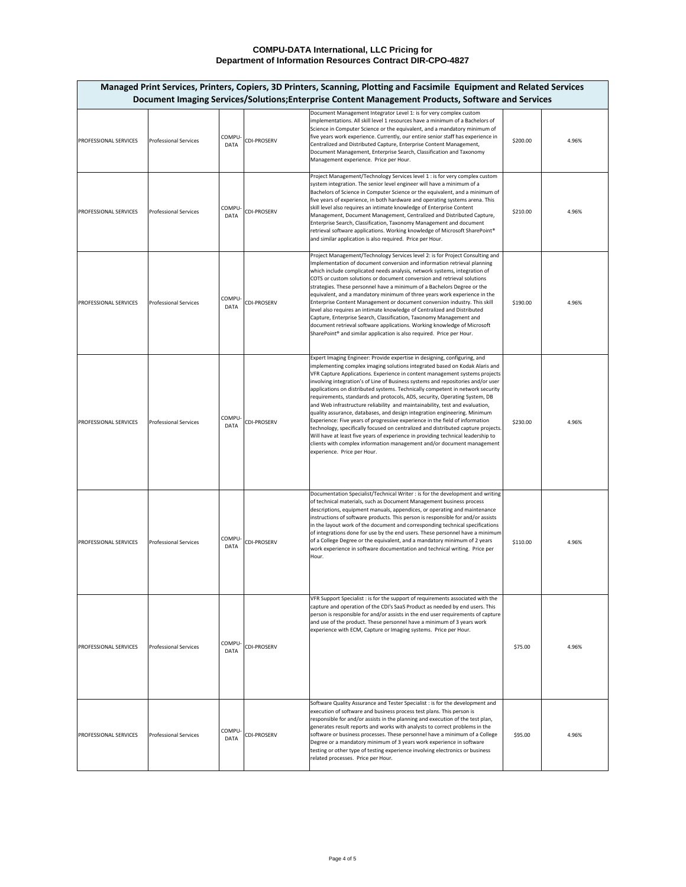**COMPU-DATA International, LLC Pricing for**
**Department of Information Resources Contract DIR-CPO-4827**

| Managed Print Services, Printers, Copiers, 3D Printers, Scanning, Plotting and Facsimile Equipment and Related Services Document Imaging Services/Solutions;Enterprise Content Management Products, Software and Services | | | | | | |
|---|---|---|---|---|---|---|
| PROFESSIONAL SERVICES | Professional Services | COMPU-DATA | CDI-PROSERV | Document Management Integrator Level 1: is for very complex custom implementations. All skill level 1 resources have a minimum of a Bachelors of Science in Computer Science or the equivalent, and a mandatory minimum of five years work experience. Currently, our entire senior staff has experience in Centralized and Distributed Capture, Enterprise Content Management, Document Management, Enterprise Search, Classification and Taxonomy Management experience. Price per Hour. | $200.00 | 4.96% |
| PROFESSIONAL SERVICES | Professional Services | COMPU-DATA | CDI-PROSERV | Project Management/Technology Services level 1 : is for very complex custom system integration. The senior level engineer will have a minimum of a Bachelors of Science in Computer Science or the equivalent, and a minimum of five years of experience, in both hardware and operating systems arena. This skill level also requires an intimate knowledge of Enterprise Content Management, Document Management, Centralized and Distributed Capture, Enterprise Search, Classification, Taxonomy Management and document retrieval software applications. Working knowledge of Microsoft SharePoint® and similar application is also required. Price per Hour. | $210.00 | 4.96% |
| PROFESSIONAL SERVICES | Professional Services | COMPU-DATA | CDI-PROSERV | Project Management/Technology Services level 2: is for Project Consulting and Implementation of document conversion and information retrieval planning which include complicated needs analysis, network systems, integration of COTS or custom solutions or document conversion and retrieval solutions strategies. These personnel have a minimum of a Bachelors Degree or the equivalent, and a mandatory minimum of three years work experience in the Enterprise Content Management or document conversion industry. This skill level also requires an intimate knowledge of Centralized and Distributed Capture, Enterprise Search, Classification, Taxonomy Management and document retrieval software applications. Working knowledge of Microsoft SharePoint® and similar application is also required. Price per Hour. | $190.00 | 4.96% |
| PROFESSIONAL SERVICES | Professional Services | COMPU-DATA | CDI-PROSERV | Expert Imaging Engineer: Provide expertise in designing, configuring, and implementing complex imaging solutions integrated based on Kodak Alaris and VFR Capture Applications. Experience in content management systems projects involving integration's of Line of Business systems and repositories and/or user applications on distributed systems. Technically competent in network security requirements, standards and protocols, ADS, security, Operating System, DB and Web infrastructure reliability and maintainability, test and evaluation, quality assurance, databases, and design integration engineering. Minimum Experience: Five years of progressive experience in the field of information technology, specifically focused on centralized and distributed capture projects. Will have at least five years of experience in providing technical leadership to clients with complex information management and/or document management experience. Price per Hour. | $230.00 | 4.96% |
| PROFESSIONAL SERVICES | Professional Services | COMPU-DATA | CDI-PROSERV | Documentation Specialist/Technical Writer : is for the development and writing of technical materials, such as Document Management business process descriptions, equipment manuals, appendices, or operating and maintenance instructions of software products. This person is responsible for and/or assists in the layout work of the document and corresponding technical specifications of integrations done for use by the end users. These personnel have a minimum of a College Degree or the equivalent, and a mandatory minimum of 2 years work experience in software documentation and technical writing. Price per Hour. | $110.00 | 4.96% |
| PROFESSIONAL SERVICES | Professional Services | COMPU-DATA | CDI-PROSERV | VFR Support Specialist : is for the support of requirements associated with the capture and operation of the CDI's SaaS Product as needed by end users. This person is responsible for and/or assists in the end user requirements of capture and use of the product. These personnel have a minimum of 3 years work experience with ECM, Capture or Imaging systems. Price per Hour. | $75.00 | 4.96% |
| PROFESSIONAL SERVICES | Professional Services | COMPU-DATA | CDI-PROSERV | Software Quality Assurance and Tester Specialist : is for the development and execution of software and business process test plans. This person is responsible for and/or assists in the planning and execution of the test plan, generates result reports and works with analysts to correct problems in the software or business processes. These personnel have a minimum of a College Degree or a mandatory minimum of 3 years work experience in software testing or other type of testing experience involving electronics or business related processes. Price per Hour. | $95.00 | 4.96% |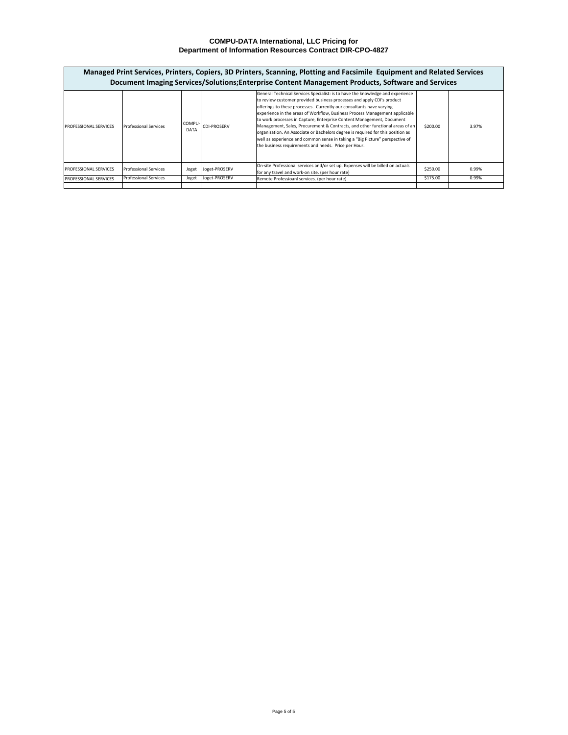**COMPU-DATA International, LLC Pricing for**
**Department of Information Resources Contract DIR-CPO-4827**

| Managed Print Services, Printers, Copiers, 3D Printers, Scanning, Plotting and Facsimile Equipment and Related Services Document Imaging Services/Solutions;Enterprise Content Management Products, Software and Services | | | | | | |
|---|---|---|---|---|---|---|
| PROFESSIONAL SERVICES | Professional Services | COMPU-DATA | CDI-PROSERV | General Technical Services Specialist: is to have the knowledge and experience to review customer provided business processes and apply CDI's product offerings to these processes. Currently our consultants have varying experience in the areas of Workflow, Business Process Management applicable to work processes in Capture, Enterprise Content Management, Document Management, Sales, Procurement & Contracts, and other functional areas of an organization. An Associate or Bachelors degree is required for this position as well as experience and common sense in taking a "Big Picture" perspective of the business requirements and needs. Price per Hour. | $200.00 | 3.97% |
| PROFESSIONAL SERVICES | Professional Services | Joget | Joget-PROSERV | On-site Professional services and/or set up. Expenses will be billed on actuals for any travel and work-on site. (per hour rate) | $250.00 | 0.99% |
| PROFESSIONAL SERVICES | Professional Services | Joget | Joget-PROSERV | Remote Professioanl services. (per hour rate) | $175.00 | 0.99% |
| | | | | | | |